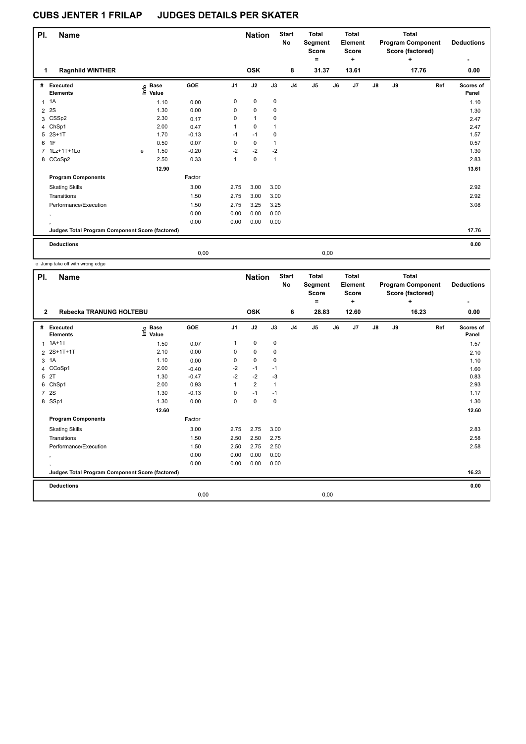# CUBS JENTER 1 FRILAP    JUDGES DETAILS PER SKATER

| Pl. | Name | Nation | Start No | Total Segment Score = | Total Element Score + | Total Program Component Score (factored) + | Deductions - |
|---|---|---|---|---|---|---|---|
| 1 | Ragnhild WINTHER | OSK | 8 | 31.37 | 13.61 | 17.76 | 0.00 |

| # | Executed Elements | Info | Base Value | GOE | J1 | J2 | J3 | J4 | J5 | J6 | J7 | J8 | J9 | Ref | Scores of Panel |
|---|---|---|---|---|---|---|---|---|---|---|---|---|---|---|---|
| 1 | 1A | | 1.10 | 0.00 | 0 | 0 | 0 | | | | | | | | 1.10 |
| 2 | 2S | | 1.30 | 0.00 | 0 | 0 | 0 | | | | | | | | 1.30 |
| 3 | CSSp2 | | 2.30 | 0.17 | 0 | 1 | 0 | | | | | | | | 2.47 |
| 4 | ChSp1 | | 2.00 | 0.47 | 1 | 0 | 1 | | | | | | | | 2.47 |
| 5 | 2S+1T | | 1.70 | -0.13 | -1 | -1 | 0 | | | | | | | | 1.57 |
| 6 | 1F | | 0.50 | 0.07 | 0 | 0 | 1 | | | | | | | | 0.57 |
| 7 | 1Lz+1T+1Lo | e | 1.50 | -0.20 | -2 | -2 | -2 | | | | | | | | 1.30 |
| 8 | CCoSp2 | | 2.50 | 0.33 | 1 | 0 | 1 | | | | | | | | 2.83 |
| | | | 12.90 | | | | | | | | | | | | 13.61 |
| | **Program Components** | | | Factor | | | | | | | | | | | |
| | Skating Skills | | | 3.00 | 2.75 | 3.00 | 3.00 | | | | | | | | 2.92 |
| | Transitions | | | 1.50 | 2.75 | 3.00 | 3.00 | | | | | | | | 2.92 |
| | Performance/Execution | | | 1.50 | 2.75 | 3.25 | 3.25 | | | | | | | | 3.08 |
| | , | | | 0.00 | 0.00 | 0.00 | 0.00 | | | | | | | | |
| | , | | | 0.00 | 0.00 | 0.00 | 0.00 | | | | | | | | |
| | **Judges Total Program Component Score (factored)** | | | | | | | | | | | | | | 17.76 |
| | **Deductions** | | | | | | | | | | | | | | 0.00 |
| | | | | 0,00 | | | | | 0,00 | | | | | | |

e Jump take off with wrong edge

| Pl. | Name | Nation | Start No | Total Segment Score = | Total Element Score + | Total Program Component Score (factored) + | Deductions - |
|---|---|---|---|---|---|---|---|
| 2 | Rebecka TRANUNG HOLTEBU | OSK | 6 | 28.83 | 12.60 | 16.23 | 0.00 |

| # | Executed Elements | Info | Base Value | GOE | J1 | J2 | J3 | J4 | J5 | J6 | J7 | J8 | J9 | Ref | Scores of Panel |
|---|---|---|---|---|---|---|---|---|---|---|---|---|---|---|---|
| 1 | 1A+1T | | 1.50 | 0.07 | 1 | 0 | 0 | | | | | | | | 1.57 |
| 2 | 2S+1T+1T | | 2.10 | 0.00 | 0 | 0 | 0 | | | | | | | | 2.10 |
| 3 | 1A | | 1.10 | 0.00 | 0 | 0 | 0 | | | | | | | | 1.10 |
| 4 | CCoSp1 | | 2.00 | -0.40 | -2 | -1 | -1 | | | | | | | | 1.60 |
| 5 | 2T | | 1.30 | -0.47 | -2 | -2 | -3 | | | | | | | | 0.83 |
| 6 | ChSp1 | | 2.00 | 0.93 | 1 | 2 | 1 | | | | | | | | 2.93 |
| 7 | 2S | | 1.30 | -0.13 | 0 | -1 | -1 | | | | | | | | 1.17 |
| 8 | SSp1 | | 1.30 | 0.00 | 0 | 0 | 0 | | | | | | | | 1.30 |
| | | | 12.60 | | | | | | | | | | | | 12.60 |
| | **Program Components** | | | Factor | | | | | | | | | | | |
| | Skating Skills | | | 3.00 | 2.75 | 2.75 | 3.00 | | | | | | | | 2.83 |
| | Transitions | | | 1.50 | 2.50 | 2.50 | 2.75 | | | | | | | | 2.58 |
| | Performance/Execution | | | 1.50 | 2.50 | 2.75 | 2.50 | | | | | | | | 2.58 |
| | , | | | 0.00 | 0.00 | 0.00 | 0.00 | | | | | | | | |
| | , | | | 0.00 | 0.00 | 0.00 | 0.00 | | | | | | | | |
| | **Judges Total Program Component Score (factored)** | | | | | | | | | | | | | | 16.23 |
| | **Deductions** | | | | | | | | | | | | | | 0.00 |
| | | | | 0,00 | | | | | 0,00 | | | | | | |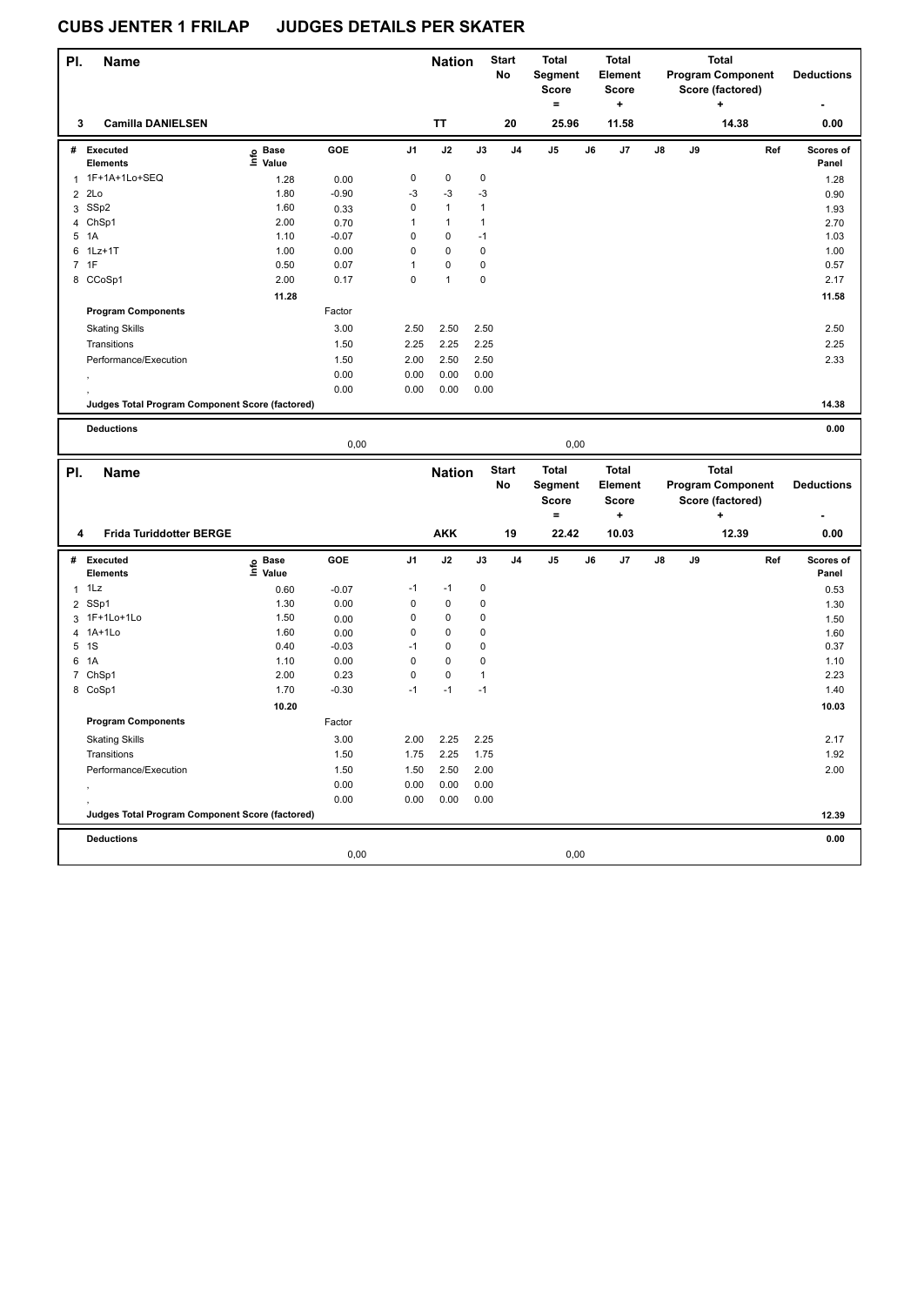# CUBS JENTER 1 FRILAP JUDGES DETAILS PER SKATER

| Pl. | Name | Nation | Start No | Total Segment Score = | Total Element Score + | Total Program Component Score (factored) + | Deductions - |
|---|---|---|---|---|---|---|---|
| 3 | Camilla DANIELSEN | TT | 20 | 25.96 | 11.58 | 14.38 | 0.00 |

| # | Executed Elements | Info | Base Value | GOE | J1 | J2 | J3 | J4 | J5 | J6 | J7 | J8 | J9 | Ref | Scores of Panel |
|---|---|---|---|---|---|---|---|---|---|---|---|---|---|---|---|
| 1 | 1F+1A+1Lo+SEQ | | 1.28 | 0.00 | 0 | 0 | 0 | | | | | | | | 1.28 |
| 2 | 2Lo | | 1.80 | -0.90 | -3 | -3 | -3 | | | | | | | | 0.90 |
| 3 | SSp2 | | 1.60 | 0.33 | 0 | 1 | 1 | | | | | | | | 1.93 |
| 4 | ChSp1 | | 2.00 | 0.70 | 1 | 1 | 1 | | | | | | | | 2.70 |
| 5 | 1A | | 1.10 | -0.07 | 0 | 0 | -1 | | | | | | | | 1.03 |
| 6 | 1Lz+1T | | 1.00 | 0.00 | 0 | 0 | 0 | | | | | | | | 1.00 |
| 7 | 1F | | 0.50 | 0.07 | 1 | 0 | 0 | | | | | | | | 0.57 |
| 8 | CCoSp1 | | 2.00 | 0.17 | 0 | 1 | 0 | | | | | | | | 2.17 |
| | | | 11.28 | | | | | | | | | | | | 11.58 |
| | **Program Components** | | | Factor | | | | | | | | | | | |
| | Skating Skills | | | 3.00 | 2.50 | 2.50 | 2.50 | | | | | | | | 2.50 |
| | Transitions | | | 1.50 | 2.25 | 2.25 | 2.25 | | | | | | | | 2.25 |
| | Performance/Execution | | | 1.50 | 2.00 | 2.50 | 2.50 | | | | | | | | 2.33 |
| | , | | | 0.00 | 0.00 | 0.00 | 0.00 | | | | | | | | |
| | , | | | 0.00 | 0.00 | 0.00 | 0.00 | | | | | | | | |
| | **Judges Total Program Component Score (factored)** | | | | | | | | | | | | | | 14.38 |
| | **Deductions** | | | | | | | | | | | | | | 0.00 |
| | | | | 0,00 | | | | | 0,00 | | | | | | |

| Pl. | Name | Nation | Start No | Total Segment Score = | Total Element Score + | Total Program Component Score (factored) + | Deductions - |
|---|---|---|---|---|---|---|---|
| 4 | Frida Turiddotter BERGE | AKK | 19 | 22.42 | 10.03 | 12.39 | 0.00 |

| # | Executed Elements | Info | Base Value | GOE | J1 | J2 | J3 | J4 | J5 | J6 | J7 | J8 | J9 | Ref | Scores of Panel |
|---|---|---|---|---|---|---|---|---|---|---|---|---|---|---|---|
| 1 | 1Lz | | 0.60 | -0.07 | -1 | -1 | 0 | | | | | | | | 0.53 |
| 2 | SSp1 | | 1.30 | 0.00 | 0 | 0 | 0 | | | | | | | | 1.30 |
| 3 | 1F+1Lo+1Lo | | 1.50 | 0.00 | 0 | 0 | 0 | | | | | | | | 1.50 |
| 4 | 1A+1Lo | | 1.60 | 0.00 | 0 | 0 | 0 | | | | | | | | 1.60 |
| 5 | 1S | | 0.40 | -0.03 | -1 | 0 | 0 | | | | | | | | 0.37 |
| 6 | 1A | | 1.10 | 0.00 | 0 | 0 | 0 | | | | | | | | 1.10 |
| 7 | ChSp1 | | 2.00 | 0.23 | 0 | 0 | 1 | | | | | | | | 2.23 |
| 8 | CoSp1 | | 1.70 | -0.30 | -1 | -1 | -1 | | | | | | | | 1.40 |
| | | | 10.20 | | | | | | | | | | | | 10.03 |
| | **Program Components** | | | Factor | | | | | | | | | | | |
| | Skating Skills | | | 3.00 | 2.00 | 2.25 | 2.25 | | | | | | | | 2.17 |
| | Transitions | | | 1.50 | 1.75 | 2.25 | 1.75 | | | | | | | | 1.92 |
| | Performance/Execution | | | 1.50 | 1.50 | 2.50 | 2.00 | | | | | | | | 2.00 |
| | , | | | 0.00 | 0.00 | 0.00 | 0.00 | | | | | | | | |
| | , | | | 0.00 | 0.00 | 0.00 | 0.00 | | | | | | | | |
| | **Judges Total Program Component Score (factored)** | | | | | | | | | | | | | | 12.39 |
| | **Deductions** | | | | | | | | | | | | | | 0.00 |
| | | | | 0,00 | | | | | 0,00 | | | | | | |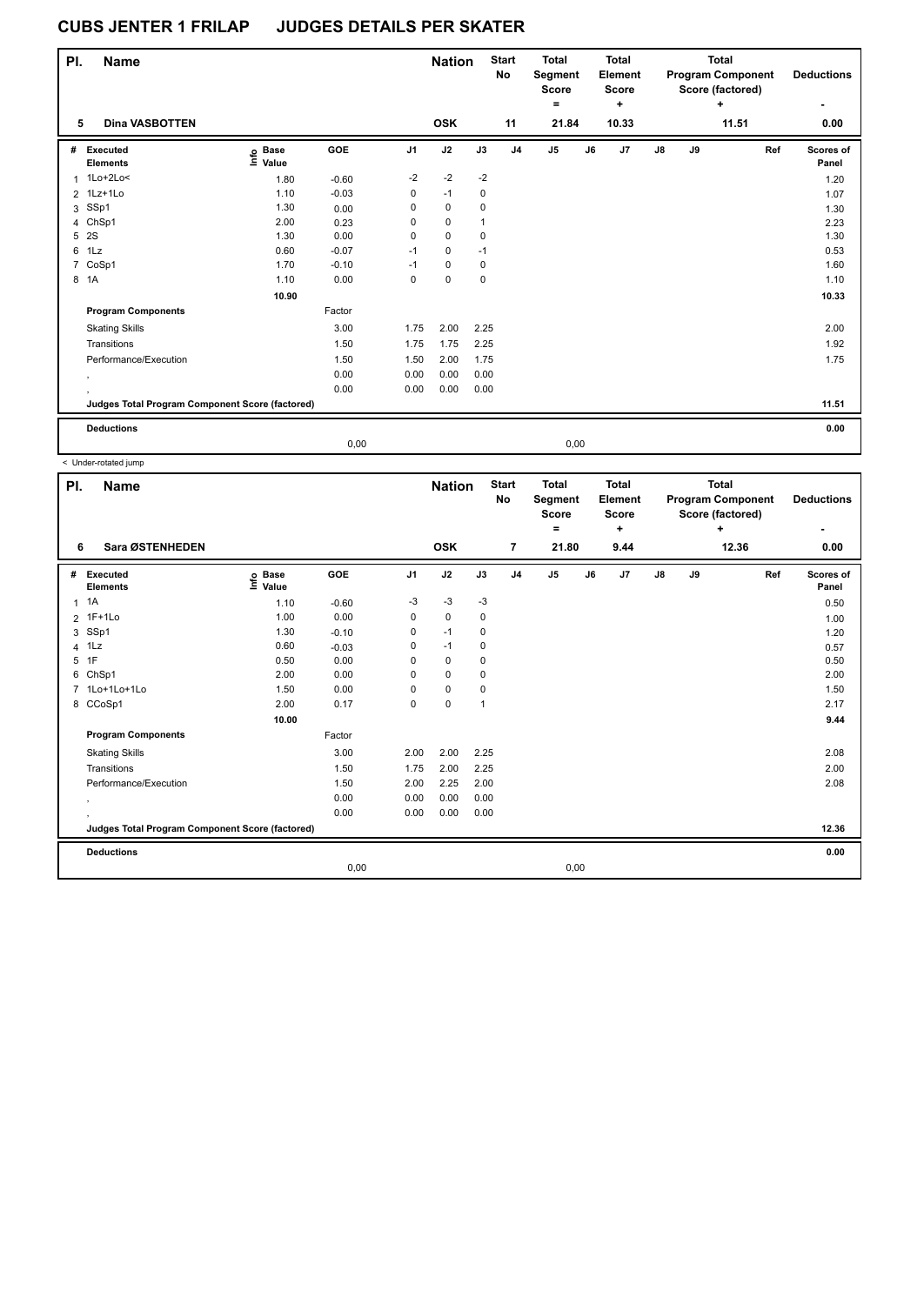# CUBS JENTER 1 FRILAP JUDGES DETAILS PER SKATER

| Pl. | Name | Nation | Start No | Total Segment Score = | Total Element Score + | Total Program Component Score (factored) + | Deductions - |
|---|---|---|---|---|---|---|---|
| 5 | Dina VASBOTTEN | OSK | 11 | 21.84 | 10.33 | 11.51 | 0.00 |

| # | Executed Elements | Info | Base Value | GOE | J1 | J2 | J3 | J4 | J5 | J6 | J7 | J8 | J9 | Ref | Scores of Panel |
|---|---|---|---|---|---|---|---|---|---|---|---|---|---|---|---|
| 1 | 1Lo+2Lo< | | 1.80 | -0.60 | -2 | -2 | -2 | | | | | | | | 1.20 |
| 2 | 1Lz+1Lo | | 1.10 | -0.03 | 0 | -1 | 0 | | | | | | | | 1.07 |
| 3 | SSp1 | | 1.30 | 0.00 | 0 | 0 | 0 | | | | | | | | 1.30 |
| 4 | ChSp1 | | 2.00 | 0.23 | 0 | 0 | 1 | | | | | | | | 2.23 |
| 5 | 2S | | 1.30 | 0.00 | 0 | 0 | 0 | | | | | | | | 1.30 |
| 6 | 1Lz | | 0.60 | -0.07 | -1 | 0 | -1 | | | | | | | | 0.53 |
| 7 | CoSp1 | | 1.70 | -0.10 | -1 | 0 | 0 | | | | | | | | 1.60 |
| 8 | 1A | | 1.10 | 0.00 | 0 | 0 | 0 | | | | | | | | 1.10 |
| | | | 10.90 | | | | | | | | | | | | 10.33 |
| | **Program Components** | | | Factor | | | | | | | | | | | |
| | Skating Skills | | | 3.00 | 1.75 | 2.00 | 2.25 | | | | | | | | 2.00 |
| | Transitions | | | 1.50 | 1.75 | 1.75 | 2.25 | | | | | | | | 1.92 |
| | Performance/Execution | | | 1.50 | 1.50 | 2.00 | 1.75 | | | | | | | | 1.75 |
| | , | | | 0.00 | 0.00 | 0.00 | 0.00 | | | | | | | | |
| | , | | | 0.00 | 0.00 | 0.00 | 0.00 | | | | | | | | |
| | **Judges Total Program Component Score (factored)** | | | | | | | | | | | | | | 11.51 |
| | **Deductions** | | | | | | | | | | | | | | 0.00 |
| | | | | 0,00 | | | | | 0,00 | | | | | | |

< Under-rotated jump

| Pl. | Name | Nation | Start No | Total Segment Score = | Total Element Score + | Total Program Component Score (factored) + | Deductions - |
|---|---|---|---|---|---|---|---|
| 6 | Sara ØSTENHEDEN | OSK | 7 | 21.80 | 9.44 | 12.36 | 0.00 |

| # | Executed Elements | Info | Base Value | GOE | J1 | J2 | J3 | J4 | J5 | J6 | J7 | J8 | J9 | Ref | Scores of Panel |
|---|---|---|---|---|---|---|---|---|---|---|---|---|---|---|---|
| 1 | 1A | | 1.10 | -0.60 | -3 | -3 | -3 | | | | | | | | 0.50 |
| 2 | 1F+1Lo | | 1.00 | 0.00 | 0 | 0 | 0 | | | | | | | | 1.00 |
| 3 | SSp1 | | 1.30 | -0.10 | 0 | -1 | 0 | | | | | | | | 1.20 |
| 4 | 1Lz | | 0.60 | -0.03 | 0 | -1 | 0 | | | | | | | | 0.57 |
| 5 | 1F | | 0.50 | 0.00 | 0 | 0 | 0 | | | | | | | | 0.50 |
| 6 | ChSp1 | | 2.00 | 0.00 | 0 | 0 | 0 | | | | | | | | 2.00 |
| 7 | 1Lo+1Lo+1Lo | | 1.50 | 0.00 | 0 | 0 | 0 | | | | | | | | 1.50 |
| 8 | CCoSp1 | | 2.00 | 0.17 | 0 | 0 | 1 | | | | | | | | 2.17 |
| | | | 10.00 | | | | | | | | | | | | 9.44 |
| | **Program Components** | | | Factor | | | | | | | | | | | |
| | Skating Skills | | | 3.00 | 2.00 | 2.00 | 2.25 | | | | | | | | 2.08 |
| | Transitions | | | 1.50 | 1.75 | 2.00 | 2.25 | | | | | | | | 2.00 |
| | Performance/Execution | | | 1.50 | 2.00 | 2.25 | 2.00 | | | | | | | | 2.08 |
| | , | | | 0.00 | 0.00 | 0.00 | 0.00 | | | | | | | | |
| | , | | | 0.00 | 0.00 | 0.00 | 0.00 | | | | | | | | |
| | **Judges Total Program Component Score (factored)** | | | | | | | | | | | | | | 12.36 |
| | **Deductions** | | | | | | | | | | | | | | 0.00 |
| | | | | 0,00 | | | | | 0,00 | | | | | | |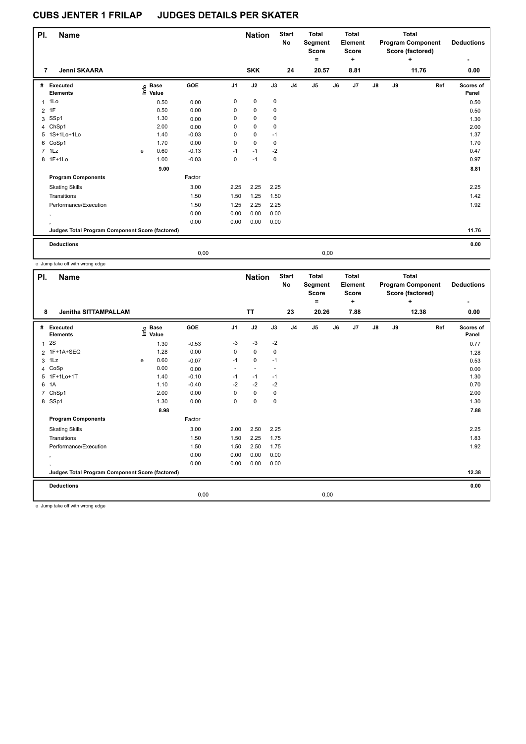# CUBS JENTER 1 FRILAP JUDGES DETAILS PER SKATER

| Pl. | Name | Nation | Start No | Total Segment Score = | Total Element Score + | Total Program Component Score (factored) + | Deductions - |
|---|---|---|---|---|---|---|---|
| 7 | Jenni SKAARA | SKK | 24 | 20.57 | 8.81 | 11.76 | 0.00 |

| # | Executed Elements | Info | Base Value | GOE | J1 | J2 | J3 | J4 | J5 | J6 | J7 | J8 | J9 | Ref | Scores of Panel |
|---|---|---|---|---|---|---|---|---|---|---|---|---|---|---|---|
| 1 | 1Lo | | 0.50 | 0.00 | 0 | 0 | 0 | | | | | | | | 0.50 |
| 2 | 1F | | 0.50 | 0.00 | 0 | 0 | 0 | | | | | | | | 0.50 |
| 3 | SSp1 | | 1.30 | 0.00 | 0 | 0 | 0 | | | | | | | | 1.30 |
| 4 | ChSp1 | | 2.00 | 0.00 | 0 | 0 | 0 | | | | | | | | 2.00 |
| 5 | 1S+1Lo+1Lo | | 1.40 | -0.03 | 0 | 0 | -1 | | | | | | | | 1.37 |
| 6 | CoSp1 | | 1.70 | 0.00 | 0 | 0 | 0 | | | | | | | | 1.70 |
| 7 | 1Lz | e | 0.60 | -0.13 | -1 | -1 | -2 | | | | | | | | 0.47 |
| 8 | 1F+1Lo | | 1.00 | -0.03 | 0 | -1 | 0 | | | | | | | | 0.97 |
| | | | 9.00 | | | | | | | | | | | | 8.81 |
| | **Program Components** | | | Factor | | | | | | | | | | | |
| | Skating Skills | | | 3.00 | 2.25 | 2.25 | 2.25 | | | | | | | | 2.25 |
| | Transitions | | | 1.50 | 1.50 | 1.25 | 1.50 | | | | | | | | 1.42 |
| | Performance/Execution | | | 1.50 | 1.25 | 2.25 | 2.25 | | | | | | | | 1.92 |
| | , | | | 0.00 | 0.00 | 0.00 | 0.00 | | | | | | | | |
| | , | | | 0.00 | 0.00 | 0.00 | 0.00 | | | | | | | | |
| | **Judges Total Program Component Score (factored)** | | | | | | | | | | | | | | 11.76 |
| | **Deductions** | | | | | | | | | | | | | | 0.00 |
| | | | | 0,00 | | | | | 0,00 | | | | | | |

e Jump take off with wrong edge

| Pl. | Name | Nation | Start No | Total Segment Score = | Total Element Score + | Total Program Component Score (factored) + | Deductions - |
|---|---|---|---|---|---|---|---|
| 8 | Jenitha SITTAMPALLAM | TT | 23 | 20.26 | 7.88 | 12.38 | 0.00 |

| # | Executed Elements | Info | Base Value | GOE | J1 | J2 | J3 | J4 | J5 | J6 | J7 | J8 | J9 | Ref | Scores of Panel |
|---|---|---|---|---|---|---|---|---|---|---|---|---|---|---|---|
| 1 | 2S | | 1.30 | -0.53 | -3 | -3 | -2 | | | | | | | | 0.77 |
| 2 | 1F+1A+SEQ | | 1.28 | 0.00 | 0 | 0 | 0 | | | | | | | | 1.28 |
| 3 | 1Lz | e | 0.60 | -0.07 | -1 | 0 | -1 | | | | | | | | 0.53 |
| 4 | CoSp | | 0.00 | 0.00 | - | - | - | | | | | | | | 0.00 |
| 5 | 1F+1Lo+1T | | 1.40 | -0.10 | -1 | -1 | -1 | | | | | | | | 1.30 |
| 6 | 1A | | 1.10 | -0.40 | -2 | -2 | -2 | | | | | | | | 0.70 |
| 7 | ChSp1 | | 2.00 | 0.00 | 0 | 0 | 0 | | | | | | | | 2.00 |
| 8 | SSp1 | | 1.30 | 0.00 | 0 | 0 | 0 | | | | | | | | 1.30 |
| | | | 8.98 | | | | | | | | | | | | 7.88 |
| | **Program Components** | | | Factor | | | | | | | | | | | |
| | Skating Skills | | | 3.00 | 2.00 | 2.50 | 2.25 | | | | | | | | 2.25 |
| | Transitions | | | 1.50 | 1.50 | 2.25 | 1.75 | | | | | | | | 1.83 |
| | Performance/Execution | | | 1.50 | 1.50 | 2.50 | 1.75 | | | | | | | | 1.92 |
| | , | | | 0.00 | 0.00 | 0.00 | 0.00 | | | | | | | | |
| | , | | | 0.00 | 0.00 | 0.00 | 0.00 | | | | | | | | |
| | **Judges Total Program Component Score (factored)** | | | | | | | | | | | | | | 12.38 |
| | **Deductions** | | | | | | | | | | | | | | 0.00 |
| | | | | 0,00 | | | | | 0,00 | | | | | | |

e Jump take off with wrong edge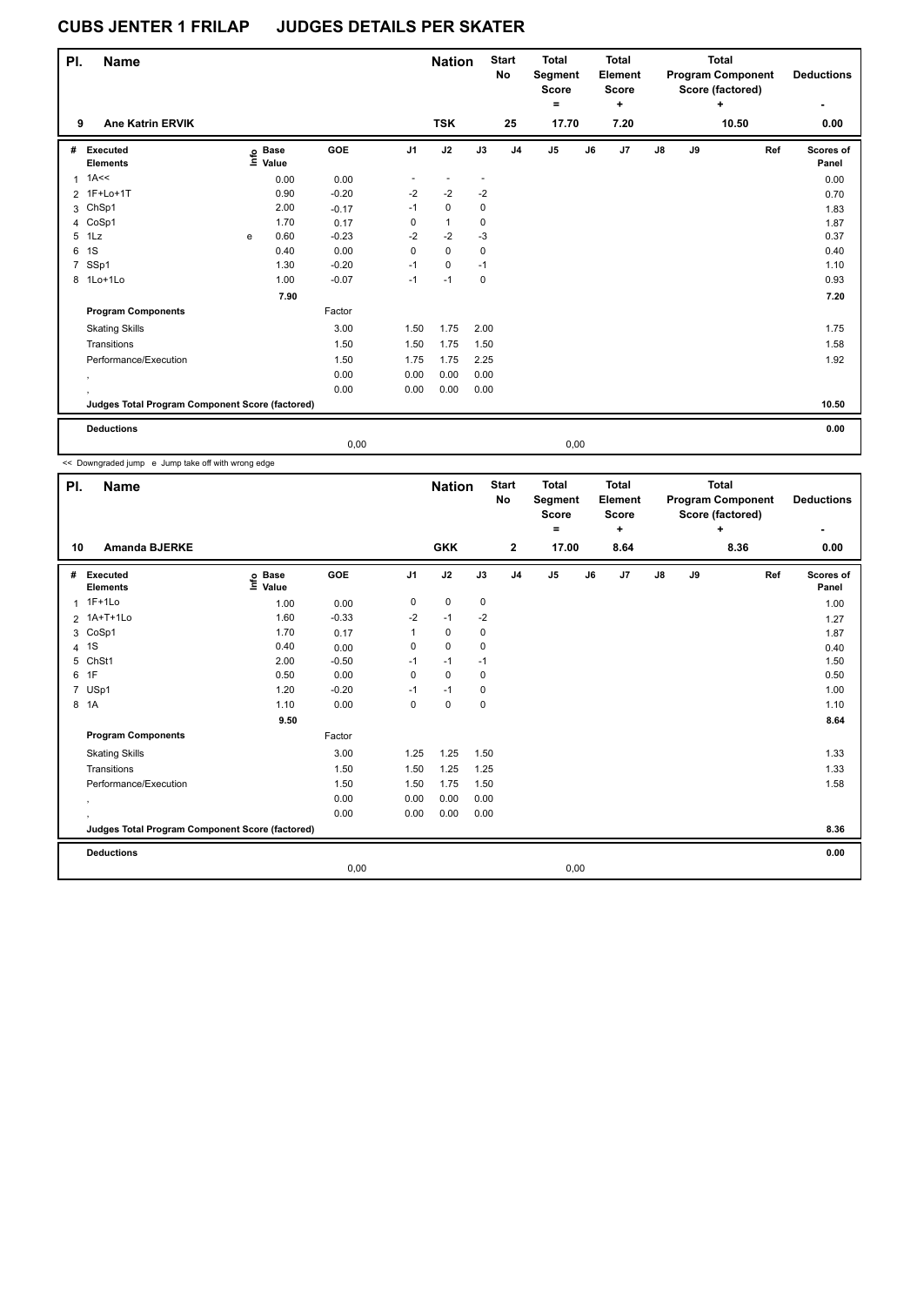# CUBS JENTER 1 FRILAP JUDGES DETAILS PER SKATER

| Pl. | Name | Nation | Start No | Total Segment Score = | Total Element Score + | Total Program Component Score (factored) + | Deductions - |
|---|---|---|---|---|---|---|---|
| 9 | Ane Katrin ERVIK | TSK | 25 | 17.70 | 7.20 | 10.50 | 0.00 |

| # | Executed Elements | Info | Base Value | GOE | J1 | J2 | J3 | J4 | J5 | J6 | J7 | J8 | J9 | Ref | Scores of Panel |
|---|---|---|---|---|---|---|---|---|---|---|---|---|---|---|---|
| 1 | 1A<< | | 0.00 | 0.00 | - | - | - | | | | | | | | 0.00 |
| 2 | 1F+Lo+1T | | 0.90 | -0.20 | -2 | -2 | -2 | | | | | | | | 0.70 |
| 3 | ChSp1 | | 2.00 | -0.17 | -1 | 0 | 0 | | | | | | | | 1.83 |
| 4 | CoSp1 | | 1.70 | 0.17 | 0 | 1 | 0 | | | | | | | | 1.87 |
| 5 | 1Lz | e | 0.60 | -0.23 | -2 | -2 | -3 | | | | | | | | 0.37 |
| 6 | 1S | | 0.40 | 0.00 | 0 | 0 | 0 | | | | | | | | 0.40 |
| 7 | SSp1 | | 1.30 | -0.20 | -1 | 0 | -1 | | | | | | | | 1.10 |
| 8 | 1Lo+1Lo | | 1.00 | -0.07 | -1 | -1 | 0 | | | | | | | | 0.93 |
| | | | 7.90 | | | | | | | | | | | | 7.20 |
| | **Program Components** | | | Factor | | | | | | | | | | | |
| | Skating Skills | | | 3.00 | 1.50 | 1.75 | 2.00 | | | | | | | | 1.75 |
| | Transitions | | | 1.50 | 1.50 | 1.75 | 1.50 | | | | | | | | 1.58 |
| | Performance/Execution | | | 1.50 | 1.75 | 1.75 | 2.25 | | | | | | | | 1.92 |
| | , | | | 0.00 | 0.00 | 0.00 | 0.00 | | | | | | | | |
| | , | | | 0.00 | 0.00 | 0.00 | 0.00 | | | | | | | | |
| | **Judges Total Program Component Score (factored)** | | | | | | | | | | | | | | 10.50 |
| | **Deductions** | | | | | | | | | | | | | | 0.00 |
| | | | | 0,00 | | | | | 0,00 | | | | | | |

<< Downgraded jump e Jump take off with wrong edge

| Pl. | Name | Nation | Start No | Total Segment Score = | Total Element Score + | Total Program Component Score (factored) + | Deductions - |
|---|---|---|---|---|---|---|---|
| 10 | Amanda BJERKE | GKK | 2 | 17.00 | 8.64 | 8.36 | 0.00 |

| # | Executed Elements | Info | Base Value | GOE | J1 | J2 | J3 | J4 | J5 | J6 | J7 | J8 | J9 | Ref | Scores of Panel |
|---|---|---|---|---|---|---|---|---|---|---|---|---|---|---|---|
| 1 | 1F+1Lo | | 1.00 | 0.00 | 0 | 0 | 0 | | | | | | | | 1.00 |
| 2 | 1A+T+1Lo | | 1.60 | -0.33 | -2 | -1 | -2 | | | | | | | | 1.27 |
| 3 | CoSp1 | | 1.70 | 0.17 | 1 | 0 | 0 | | | | | | | | 1.87 |
| 4 | 1S | | 0.40 | 0.00 | 0 | 0 | 0 | | | | | | | | 0.40 |
| 5 | ChSt1 | | 2.00 | -0.50 | -1 | -1 | -1 | | | | | | | | 1.50 |
| 6 | 1F | | 0.50 | 0.00 | 0 | 0 | 0 | | | | | | | | 0.50 |
| 7 | USp1 | | 1.20 | -0.20 | -1 | -1 | 0 | | | | | | | | 1.00 |
| 8 | 1A | | 1.10 | 0.00 | 0 | 0 | 0 | | | | | | | | 1.10 |
| | | | 9.50 | | | | | | | | | | | | 8.64 |
| | **Program Components** | | | Factor | | | | | | | | | | | |
| | Skating Skills | | | 3.00 | 1.25 | 1.25 | 1.50 | | | | | | | | 1.33 |
| | Transitions | | | 1.50 | 1.50 | 1.25 | 1.25 | | | | | | | | 1.33 |
| | Performance/Execution | | | 1.50 | 1.50 | 1.75 | 1.50 | | | | | | | | 1.58 |
| | , | | | 0.00 | 0.00 | 0.00 | 0.00 | | | | | | | | |
| | , | | | 0.00 | 0.00 | 0.00 | 0.00 | | | | | | | | |
| | **Judges Total Program Component Score (factored)** | | | | | | | | | | | | | | 8.36 |
| | **Deductions** | | | | | | | | | | | | | | 0.00 |
| | | | | 0,00 | | | | | 0,00 | | | | | | |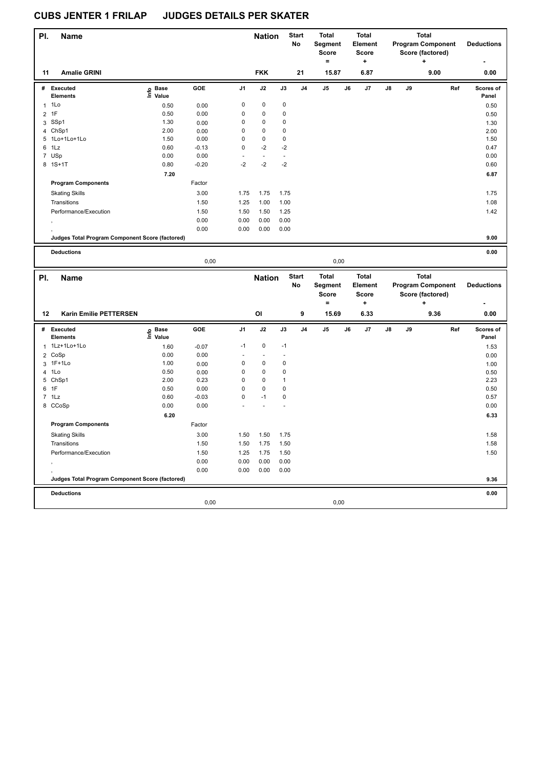# CUBS JENTER 1 FRILAP JUDGES DETAILS PER SKATER

| Pl. | Name | Nation | Start No | Total Segment Score = | Total Element Score + | Total Program Component Score (factored) + | Deductions - |
|---|---|---|---|---|---|---|---|
| 11 | Amalie GRINI | FKK | 21 | 15.87 | 6.87 | 9.00 | 0.00 |

| # | Executed Elements | Info | Base Value | GOE | J1 | J2 | J3 | J4 | J5 | J6 | J7 | J8 | J9 | Ref | Scores of Panel |
|---|---|---|---|---|---|---|---|---|---|---|---|---|---|---|---|
| 1 | 1Lo | | 0.50 | 0.00 | 0 | 0 | 0 | | | | | | | | 0.50 |
| 2 | 1F | | 0.50 | 0.00 | 0 | 0 | 0 | | | | | | | | 0.50 |
| 3 | SSp1 | | 1.30 | 0.00 | 0 | 0 | 0 | | | | | | | | 1.30 |
| 4 | ChSp1 | | 2.00 | 0.00 | 0 | 0 | 0 | | | | | | | | 2.00 |
| 5 | 1Lo+1Lo+1Lo | | 1.50 | 0.00 | 0 | 0 | 0 | | | | | | | | 1.50 |
| 6 | 1Lz | | 0.60 | -0.13 | 0 | -2 | -2 | | | | | | | | 0.47 |
| 7 | USp | | 0.00 | 0.00 | - | - | - | | | | | | | | 0.00 |
| 8 | 1S+1T | | 0.80 | -0.20 | -2 | -2 | -2 | | | | | | | | 0.60 |
| | | | 7.20 | | | | | | | | | | | | 6.87 |
| | **Program Components** | | | Factor | | | | | | | | | | | |
| | Skating Skills | | | 3.00 | 1.75 | 1.75 | 1.75 | | | | | | | | 1.75 |
| | Transitions | | | 1.50 | 1.25 | 1.00 | 1.00 | | | | | | | | 1.08 |
| | Performance/Execution | | | 1.50 | 1.50 | 1.50 | 1.25 | | | | | | | | 1.42 |
| | , | | | 0.00 | 0.00 | 0.00 | 0.00 | | | | | | | | |
| | , | | | 0.00 | 0.00 | 0.00 | 0.00 | | | | | | | | |
| | **Judges Total Program Component Score (factored)** | | | | | | | | | | | | | | 9.00 |
| | **Deductions** | | | | | | | | | | | | | | 0.00 |
| | | | | 0,00 | | | | | 0,00 | | | | | | |

| Pl. | Name | Nation | Start No | Total Segment Score = | Total Element Score + | Total Program Component Score (factored) + | Deductions - |
|---|---|---|---|---|---|---|---|
| 12 | Karin Emilie PETTERSEN | OI | 9 | 15.69 | 6.33 | 9.36 | 0.00 |

| # | Executed Elements | Info | Base Value | GOE | J1 | J2 | J3 | J4 | J5 | J6 | J7 | J8 | J9 | Ref | Scores of Panel |
|---|---|---|---|---|---|---|---|---|---|---|---|---|---|---|---|
| 1 | 1Lz+1Lo+1Lo | | 1.60 | -0.07 | -1 | 0 | -1 | | | | | | | | 1.53 |
| 2 | CoSp | | 0.00 | 0.00 | - | - | - | | | | | | | | 0.00 |
| 3 | 1F+1Lo | | 1.00 | 0.00 | 0 | 0 | 0 | | | | | | | | 1.00 |
| 4 | 1Lo | | 0.50 | 0.00 | 0 | 0 | 0 | | | | | | | | 0.50 |
| 5 | ChSp1 | | 2.00 | 0.23 | 0 | 0 | 1 | | | | | | | | 2.23 |
| 6 | 1F | | 0.50 | 0.00 | 0 | 0 | 0 | | | | | | | | 0.50 |
| 7 | 1Lz | | 0.60 | -0.03 | 0 | -1 | 0 | | | | | | | | 0.57 |
| 8 | CCoSp | | 0.00 | 0.00 | - | - | - | | | | | | | | 0.00 |
| | | | 6.20 | | | | | | | | | | | | 6.33 |
| | **Program Components** | | | Factor | | | | | | | | | | | |
| | Skating Skills | | | 3.00 | 1.50 | 1.50 | 1.75 | | | | | | | | 1.58 |
| | Transitions | | | 1.50 | 1.50 | 1.75 | 1.50 | | | | | | | | 1.58 |
| | Performance/Execution | | | 1.50 | 1.25 | 1.75 | 1.50 | | | | | | | | 1.50 |
| | , | | | 0.00 | 0.00 | 0.00 | 0.00 | | | | | | | | |
| | , | | | 0.00 | 0.00 | 0.00 | 0.00 | | | | | | | | |
| | **Judges Total Program Component Score (factored)** | | | | | | | | | | | | | | 9.36 |
| | **Deductions** | | | | | | | | | | | | | | 0.00 |
| | | | | 0,00 | | | | | 0,00 | | | | | | |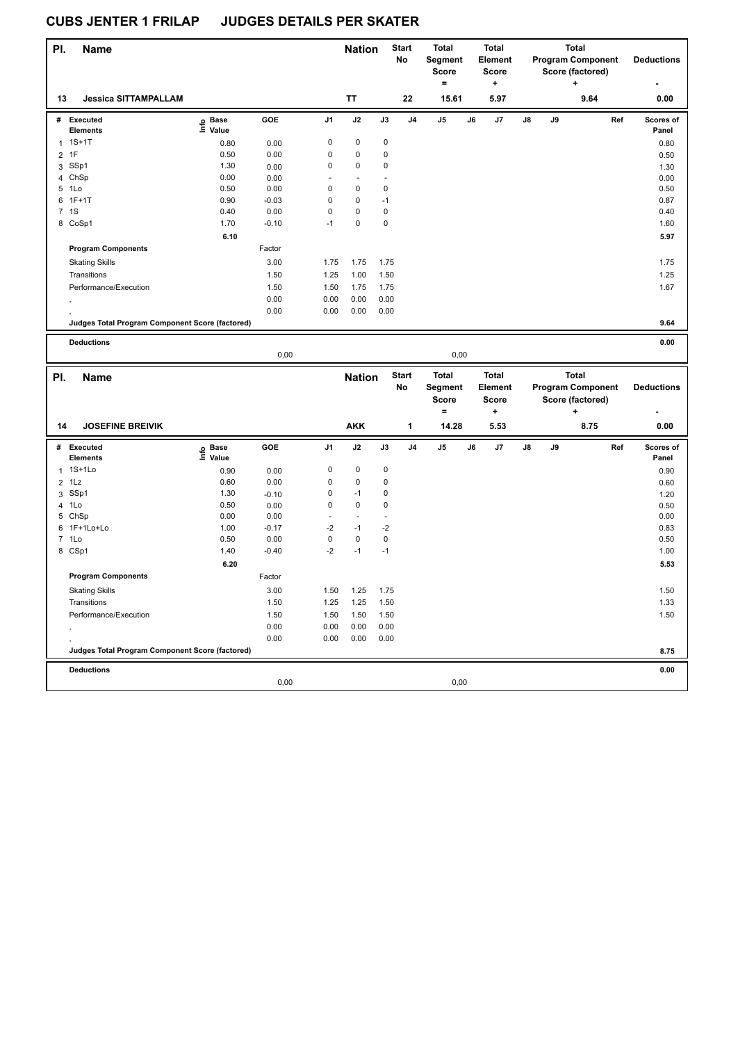# CUBS JENTER 1 FRILAP JUDGES DETAILS PER SKATER

| Pl. | Name | Nation | Start No | Total Segment Score = | Total Element Score + | Total Program Component Score (factored) + | Deductions - |
|---|---|---|---|---|---|---|---|
| 13 | Jessica SITTAMPALLAM | TT | 22 | 15.61 | 5.97 | 9.64 | 0.00 |

| # | Executed Elements | Info | Base Value | GOE | J1 | J2 | J3 | J4 | J5 | J6 | J7 | J8 | J9 | Ref | Scores of Panel |
|---|---|---|---|---|---|---|---|---|---|---|---|---|---|---|---|
| 1 | 1S+1T | | 0.80 | 0.00 | 0 | 0 | 0 | | | | | | | | 0.80 |
| 2 | 1F | | 0.50 | 0.00 | 0 | 0 | 0 | | | | | | | | 0.50 |
| 3 | SSp1 | | 1.30 | 0.00 | 0 | 0 | 0 | | | | | | | | 1.30 |
| 4 | ChSp | | 0.00 | 0.00 | - | - | - | | | | | | | | 0.00 |
| 5 | 1Lo | | 0.50 | 0.00 | 0 | 0 | 0 | | | | | | | | 0.50 |
| 6 | 1F+1T | | 0.90 | -0.03 | 0 | 0 | -1 | | | | | | | | 0.87 |
| 7 | 1S | | 0.40 | 0.00 | 0 | 0 | 0 | | | | | | | | 0.40 |
| 8 | CoSp1 | | 1.70 | -0.10 | -1 | 0 | 0 | | | | | | | | 1.60 |
| | | | 6.10 | | | | | | | | | | | | 5.97 |

| Program Components | Factor | J1 | J2 | J3 | J4 | J5 | J6 | J7 | J8 | J9 | Ref | Scores of Panel |
|---|---|---|---|---|---|---|---|---|---|---|---|---|
| Skating Skills | 3.00 | 1.75 | 1.75 | 1.75 | | | | | | | | 1.75 |
| Transitions | 1.50 | 1.25 | 1.00 | 1.50 | | | | | | | | 1.25 |
| Performance/Execution | 1.50 | 1.50 | 1.75 | 1.75 | | | | | | | | 1.67 |
| , | 0.00 | 0.00 | 0.00 | 0.00 | | | | | | | | |
| , | 0.00 | 0.00 | 0.00 | 0.00 | | | | | | | | |
| Judges Total Program Component Score (factored) | | | | | | | | | | | | 9.64 |

| Deductions | | | 0.00 |
|---|---|---|---|
| | 0,00 | 0,00 | |

| Pl. | Name | Nation | Start No | Total Segment Score = | Total Element Score + | Total Program Component Score (factored) + | Deductions - |
|---|---|---|---|---|---|---|---|
| 14 | JOSEFINE BREIVIK | AKK | 1 | 14.28 | 5.53 | 8.75 | 0.00 |

| # | Executed Elements | Info | Base Value | GOE | J1 | J2 | J3 | J4 | J5 | J6 | J7 | J8 | J9 | Ref | Scores of Panel |
|---|---|---|---|---|---|---|---|---|---|---|---|---|---|---|---|
| 1 | 1S+1Lo | | 0.90 | 0.00 | 0 | 0 | 0 | | | | | | | | 0.90 |
| 2 | 1Lz | | 0.60 | 0.00 | 0 | 0 | 0 | | | | | | | | 0.60 |
| 3 | SSp1 | | 1.30 | -0.10 | 0 | -1 | 0 | | | | | | | | 1.20 |
| 4 | 1Lo | | 0.50 | 0.00 | 0 | 0 | 0 | | | | | | | | 0.50 |
| 5 | ChSp | | 0.00 | 0.00 | - | - | - | | | | | | | | 0.00 |
| 6 | 1F+1Lo+Lo | | 1.00 | -0.17 | -2 | -1 | -2 | | | | | | | | 0.83 |
| 7 | 1Lo | | 0.50 | 0.00 | 0 | 0 | 0 | | | | | | | | 0.50 |
| 8 | CSp1 | | 1.40 | -0.40 | -2 | -1 | -1 | | | | | | | | 1.00 |
| | | | 6.20 | | | | | | | | | | | | 5.53 |

| Program Components | Factor | J1 | J2 | J3 | J4 | J5 | J6 | J7 | J8 | J9 | Ref | Scores of Panel |
|---|---|---|---|---|---|---|---|---|---|---|---|---|
| Skating Skills | 3.00 | 1.50 | 1.25 | 1.75 | | | | | | | | 1.50 |
| Transitions | 1.50 | 1.25 | 1.25 | 1.50 | | | | | | | | 1.33 |
| Performance/Execution | 1.50 | 1.50 | 1.50 | 1.50 | | | | | | | | 1.50 |
| , | 0.00 | 0.00 | 0.00 | 0.00 | | | | | | | | |
| , | 0.00 | 0.00 | 0.00 | 0.00 | | | | | | | | |
| Judges Total Program Component Score (factored) | | | | | | | | | | | | 8.75 |

| Deductions | | | 0.00 |
|---|---|---|---|
| | 0,00 | 0,00 | |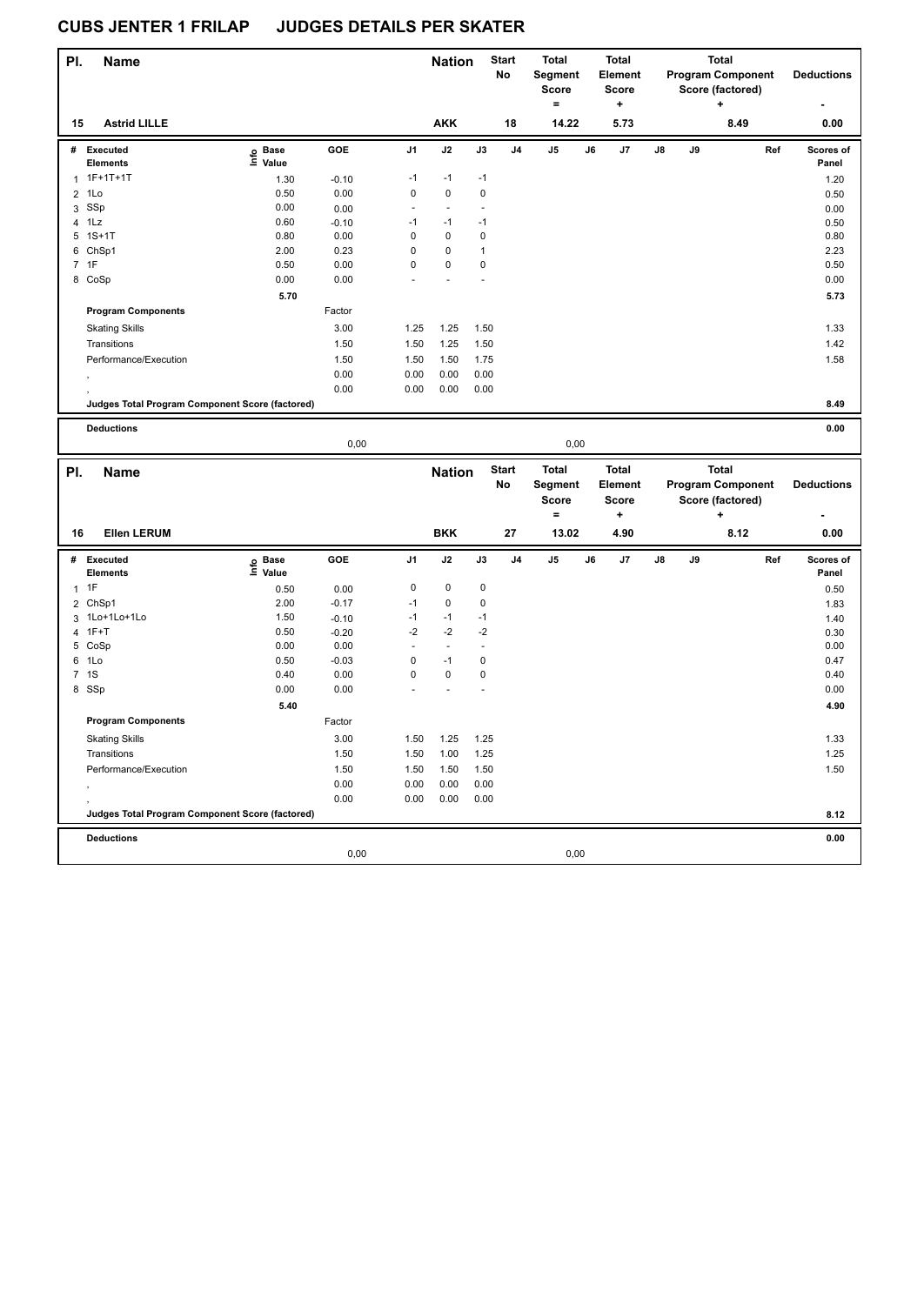# CUBS JENTER 1 FRILAP JUDGES DETAILS PER SKATER

| Pl. | Name | Nation | Start No | Total Segment Score = | Total Element Score + | Total Program Component Score (factored) + | Deductions - |
|---|---|---|---|---|---|---|---|
| 15 | Astrid LILLE | AKK | 18 | 14.22 | 5.73 | 8.49 | 0.00 |

| # | Executed Elements | Info | Base Value | GOE | J1 | J2 | J3 | J4 | J5 | J6 | J7 | J8 | J9 | Ref | Scores of Panel |
|---|---|---|---|---|---|---|---|---|---|---|---|---|---|---|---|
| 1 | 1F+1T+1T | | 1.30 | -0.10 | -1 | -1 | -1 | | | | | | | | 1.20 |
| 2 | 1Lo | | 0.50 | 0.00 | 0 | 0 | 0 | | | | | | | | 0.50 |
| 3 | SSp | | 0.00 | 0.00 | - | - | - | | | | | | | | 0.00 |
| 4 | 1Lz | | 0.60 | -0.10 | -1 | -1 | -1 | | | | | | | | 0.50 |
| 5 | 1S+1T | | 0.80 | 0.00 | 0 | 0 | 0 | | | | | | | | 0.80 |
| 6 | ChSp1 | | 2.00 | 0.23 | 0 | 0 | 1 | | | | | | | | 2.23 |
| 7 | 1F | | 0.50 | 0.00 | 0 | 0 | 0 | | | | | | | | 0.50 |
| 8 | CoSp | | 0.00 | 0.00 | - | - | - | | | | | | | | 0.00 |
| | | | 5.70 | | | | | | | | | | | | 5.73 |
| | **Program Components** | | | Factor | | | | | | | | | | | |
| | Skating Skills | | | 3.00 | 1.25 | 1.25 | 1.50 | | | | | | | | 1.33 |
| | Transitions | | | 1.50 | 1.50 | 1.25 | 1.50 | | | | | | | | 1.42 |
| | Performance/Execution | | | 1.50 | 1.50 | 1.50 | 1.75 | | | | | | | | 1.58 |
| | , | | | 0.00 | 0.00 | 0.00 | 0.00 | | | | | | | | |
| | , | | | 0.00 | 0.00 | 0.00 | 0.00 | | | | | | | | |
| | **Judges Total Program Component Score (factored)** | | | | | | | | | | | | | | 8.49 |
| | **Deductions** | | | | | | | | | | | | | | 0.00 |
| | | | | 0,00 | | | | | 0,00 | | | | | | |

| Pl. | Name | Nation | Start No | Total Segment Score = | Total Element Score + | Total Program Component Score (factored) + | Deductions - |
|---|---|---|---|---|---|---|---|
| 16 | Ellen LERUM | BKK | 27 | 13.02 | 4.90 | 8.12 | 0.00 |

| # | Executed Elements | Info | Base Value | GOE | J1 | J2 | J3 | J4 | J5 | J6 | J7 | J8 | J9 | Ref | Scores of Panel |
|---|---|---|---|---|---|---|---|---|---|---|---|---|---|---|---|
| 1 | 1F | | 0.50 | 0.00 | 0 | 0 | 0 | | | | | | | | 0.50 |
| 2 | ChSp1 | | 2.00 | -0.17 | -1 | 0 | 0 | | | | | | | | 1.83 |
| 3 | 1Lo+1Lo+1Lo | | 1.50 | -0.10 | -1 | -1 | -1 | | | | | | | | 1.40 |
| 4 | 1F+T | | 0.50 | -0.20 | -2 | -2 | -2 | | | | | | | | 0.30 |
| 5 | CoSp | | 0.00 | 0.00 | - | - | - | | | | | | | | 0.00 |
| 6 | 1Lo | | 0.50 | -0.03 | 0 | -1 | 0 | | | | | | | | 0.47 |
| 7 | 1S | | 0.40 | 0.00 | 0 | 0 | 0 | | | | | | | | 0.40 |
| 8 | SSp | | 0.00 | 0.00 | - | - | - | | | | | | | | 0.00 |
| | | | 5.40 | | | | | | | | | | | | 4.90 |
| | **Program Components** | | | Factor | | | | | | | | | | | |
| | Skating Skills | | | 3.00 | 1.50 | 1.25 | 1.25 | | | | | | | | 1.33 |
| | Transitions | | | 1.50 | 1.50 | 1.00 | 1.25 | | | | | | | | 1.25 |
| | Performance/Execution | | | 1.50 | 1.50 | 1.50 | 1.50 | | | | | | | | 1.50 |
| | , | | | 0.00 | 0.00 | 0.00 | 0.00 | | | | | | | | |
| | , | | | 0.00 | 0.00 | 0.00 | 0.00 | | | | | | | | |
| | **Judges Total Program Component Score (factored)** | | | | | | | | | | | | | | 8.12 |
| | **Deductions** | | | | | | | | | | | | | | 0.00 |
| | | | | 0,00 | | | | | 0,00 | | | | | | |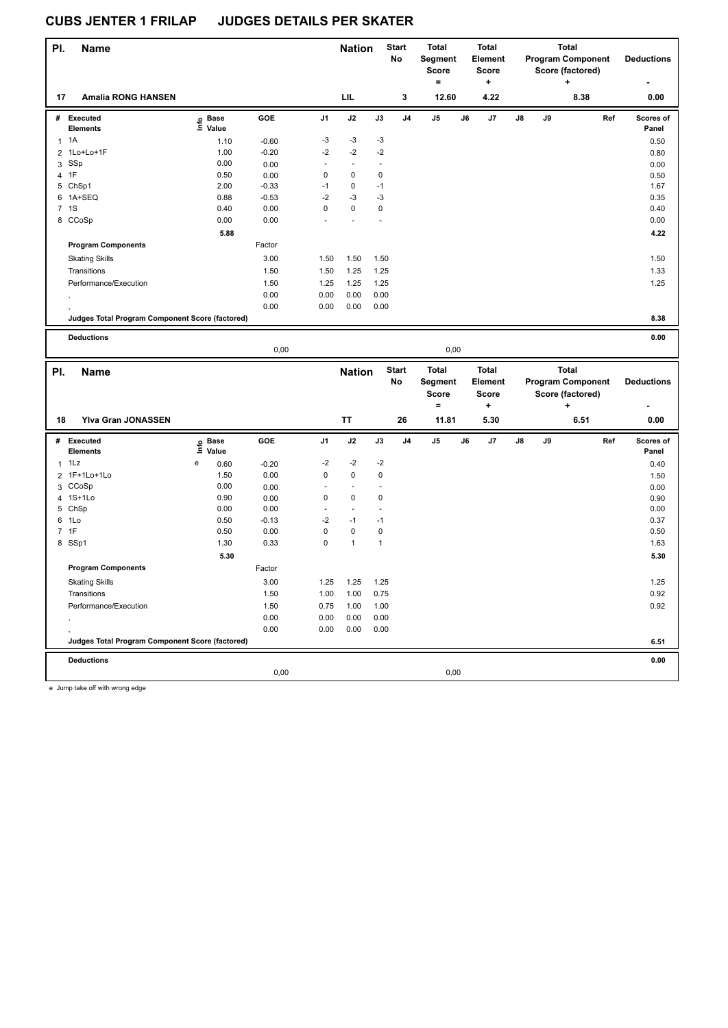# CUBS JENTER 1 FRILAP JUDGES DETAILS PER SKATER

| Pl. | Name | Nation | Start No | Total Segment Score = | Total Element Score + | Total Program Component Score (factored) + | Deductions - |
|---|---|---|---|---|---|---|---|
| 17 | Amalia RONG HANSEN | LIL | 3 | 12.60 | 4.22 | 8.38 | 0.00 |

| # | Executed Elements | Info | Base Value | GOE | J1 | J2 | J3 | J4 | J5 | J6 | J7 | J8 | J9 | Ref | Scores of Panel |
|---|---|---|---|---|---|---|---|---|---|---|---|---|---|---|---|
| 1 | 1A | | 1.10 | -0.60 | -3 | -3 | -3 | | | | | | | | 0.50 |
| 2 | 1Lo+Lo+1F | | 1.00 | -0.20 | -2 | -2 | -2 | | | | | | | | 0.80 |
| 3 | SSp | | 0.00 | 0.00 | - | - | - | | | | | | | | 0.00 |
| 4 | 1F | | 0.50 | 0.00 | 0 | 0 | 0 | | | | | | | | 0.50 |
| 5 | ChSp1 | | 2.00 | -0.33 | -1 | 0 | -1 | | | | | | | | 1.67 |
| 6 | 1A+SEQ | | 0.88 | -0.53 | -2 | -3 | -3 | | | | | | | | 0.35 |
| 7 | 1S | | 0.40 | 0.00 | 0 | 0 | 0 | | | | | | | | 0.40 |
| 8 | CCoSp | | 0.00 | 0.00 | - | - | - | | | | | | | | 0.00 |
| | | | 5.88 | | | | | | | | | | | | 4.22 |
| | **Program Components** | | | Factor | | | | | | | | | | | |
| | Skating Skills | | | 3.00 | 1.50 | 1.50 | 1.50 | | | | | | | | 1.50 |
| | Transitions | | | 1.50 | 1.50 | 1.25 | 1.25 | | | | | | | | 1.33 |
| | Performance/Execution | | | 1.50 | 1.25 | 1.25 | 1.25 | | | | | | | | 1.25 |
| | , | | | 0.00 | 0.00 | 0.00 | 0.00 | | | | | | | | |
| | , | | | 0.00 | 0.00 | 0.00 | 0.00 | | | | | | | | |
| | **Judges Total Program Component Score (factored)** | | | | | | | | | | | | | | 8.38 |
| | **Deductions** | | | | | | | | | | | | | | 0.00 |
| | | | | 0,00 | | | | | 0,00 | | | | | | |

| Pl. | Name | Nation | Start No | Total Segment Score = | Total Element Score + | Total Program Component Score (factored) + | Deductions - |
|---|---|---|---|---|---|---|---|
| 18 | Ylva Gran JONASSEN | TT | 26 | 11.81 | 5.30 | 6.51 | 0.00 |

| # | Executed Elements | Info | Base Value | GOE | J1 | J2 | J3 | J4 | J5 | J6 | J7 | J8 | J9 | Ref | Scores of Panel |
|---|---|---|---|---|---|---|---|---|---|---|---|---|---|---|---|
| 1 | 1Lz | e | 0.60 | -0.20 | -2 | -2 | -2 | | | | | | | | 0.40 |
| 2 | 1F+1Lo+1Lo | | 1.50 | 0.00 | 0 | 0 | 0 | | | | | | | | 1.50 |
| 3 | CCoSp | | 0.00 | 0.00 | - | - | - | | | | | | | | 0.00 |
| 4 | 1S+1Lo | | 0.90 | 0.00 | 0 | 0 | 0 | | | | | | | | 0.90 |
| 5 | ChSp | | 0.00 | 0.00 | - | - | - | | | | | | | | 0.00 |
| 6 | 1Lo | | 0.50 | -0.13 | -2 | -1 | -1 | | | | | | | | 0.37 |
| 7 | 1F | | 0.50 | 0.00 | 0 | 0 | 0 | | | | | | | | 0.50 |
| 8 | SSp1 | | 1.30 | 0.33 | 0 | 1 | 1 | | | | | | | | 1.63 |
| | | | 5.30 | | | | | | | | | | | | 5.30 |
| | **Program Components** | | | Factor | | | | | | | | | | | |
| | Skating Skills | | | 3.00 | 1.25 | 1.25 | 1.25 | | | | | | | | 1.25 |
| | Transitions | | | 1.50 | 1.00 | 1.00 | 0.75 | | | | | | | | 0.92 |
| | Performance/Execution | | | 1.50 | 0.75 | 1.00 | 1.00 | | | | | | | | 0.92 |
| | , | | | 0.00 | 0.00 | 0.00 | 0.00 | | | | | | | | |
| | , | | | 0.00 | 0.00 | 0.00 | 0.00 | | | | | | | | |
| | **Judges Total Program Component Score (factored)** | | | | | | | | | | | | | | 6.51 |
| | **Deductions** | | | | | | | | | | | | | | 0.00 |
| | | | | 0,00 | | | | | 0,00 | | | | | | |

e Jump take off with wrong edge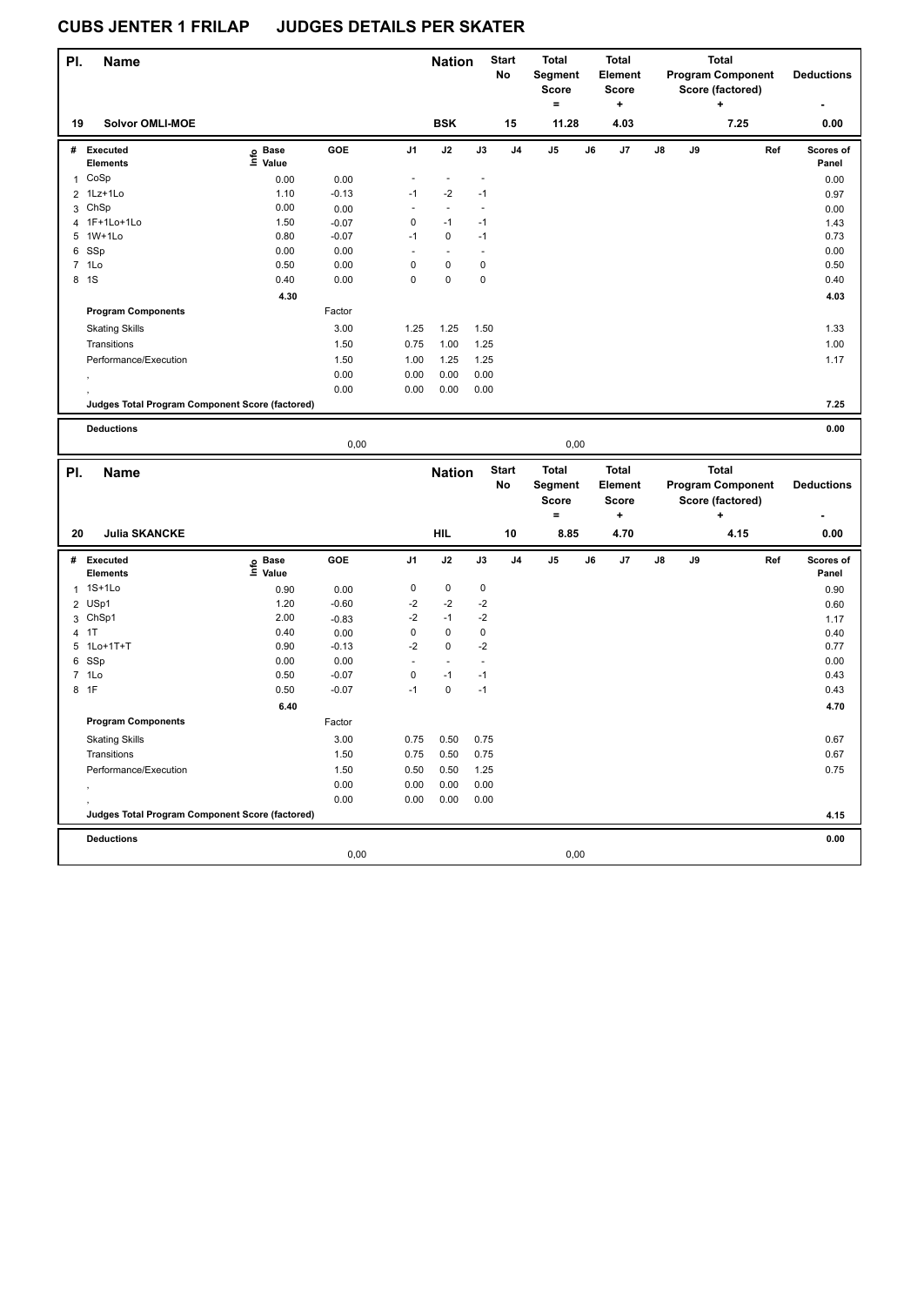# CUBS JENTER 1 FRILAP JUDGES DETAILS PER SKATER

| Pl. | Name | Nation | Start No | Total Segment Score = | Total Element Score + | Total Program Component Score (factored) + | Deductions - |
|---|---|---|---|---|---|---|---|
| 19 | Solvor OMLI-MOE | BSK | 15 | 11.28 | 4.03 | 7.25 | 0.00 |

| # | Executed Elements | Info | Base Value | GOE | J1 | J2 | J3 | J4 | J5 | J6 | J7 | J8 | J9 | Ref | Scores of Panel |
|---|---|---|---|---|---|---|---|---|---|---|---|---|---|---|---|
| 1 | CoSp | | 0.00 | 0.00 | - | - | - | | | | | | | | 0.00 |
| 2 | 1Lz+1Lo | | 1.10 | -0.13 | -1 | -2 | -1 | | | | | | | | 0.97 |
| 3 | ChSp | | 0.00 | 0.00 | - | - | - | | | | | | | | 0.00 |
| 4 | 1F+1Lo+1Lo | | 1.50 | -0.07 | 0 | -1 | -1 | | | | | | | | 1.43 |
| 5 | 1W+1Lo | | 0.80 | -0.07 | -1 | 0 | -1 | | | | | | | | 0.73 |
| 6 | SSp | | 0.00 | 0.00 | - | - | - | | | | | | | | 0.00 |
| 7 | 1Lo | | 0.50 | 0.00 | 0 | 0 | 0 | | | | | | | | 0.50 |
| 8 | 1S | | 0.40 | 0.00 | 0 | 0 | 0 | | | | | | | | 0.40 |
| | | | 4.30 | | | | | | | | | | | | 4.03 |
| | **Program Components** | | | Factor | | | | | | | | | | | |
| | Skating Skills | | | 3.00 | 1.25 | 1.25 | 1.50 | | | | | | | | 1.33 |
| | Transitions | | | 1.50 | 0.75 | 1.00 | 1.25 | | | | | | | | 1.00 |
| | Performance/Execution | | | 1.50 | 1.00 | 1.25 | 1.25 | | | | | | | | 1.17 |
| | , | | | 0.00 | 0.00 | 0.00 | 0.00 | | | | | | | | |
| | , | | | 0.00 | 0.00 | 0.00 | 0.00 | | | | | | | | |
| | **Judges Total Program Component Score (factored)** | | | | | | | | | | | | | | 7.25 |
| | **Deductions** | | | | | | | | | | | | | | 0.00 |
| | | | | 0,00 | | | | | 0,00 | | | | | | |

| Pl. | Name | Nation | Start No | Total Segment Score = | Total Element Score + | Total Program Component Score (factored) + | Deductions - |
|---|---|---|---|---|---|---|---|
| 20 | Julia SKANCKE | HIL | 10 | 8.85 | 4.70 | 4.15 | 0.00 |

| # | Executed Elements | Info | Base Value | GOE | J1 | J2 | J3 | J4 | J5 | J6 | J7 | J8 | J9 | Ref | Scores of Panel |
|---|---|---|---|---|---|---|---|---|---|---|---|---|---|---|---|
| 1 | 1S+1Lo | | 0.90 | 0.00 | 0 | 0 | 0 | | | | | | | | 0.90 |
| 2 | USp1 | | 1.20 | -0.60 | -2 | -2 | -2 | | | | | | | | 0.60 |
| 3 | ChSp1 | | 2.00 | -0.83 | -2 | -1 | -2 | | | | | | | | 1.17 |
| 4 | 1T | | 0.40 | 0.00 | 0 | 0 | 0 | | | | | | | | 0.40 |
| 5 | 1Lo+1T+T | | 0.90 | -0.13 | -2 | 0 | -2 | | | | | | | | 0.77 |
| 6 | SSp | | 0.00 | 0.00 | - | - | - | | | | | | | | 0.00 |
| 7 | 1Lo | | 0.50 | -0.07 | 0 | -1 | -1 | | | | | | | | 0.43 |
| 8 | 1F | | 0.50 | -0.07 | -1 | 0 | -1 | | | | | | | | 0.43 |
| | | | 6.40 | | | | | | | | | | | | 4.70 |
| | **Program Components** | | | Factor | | | | | | | | | | | |
| | Skating Skills | | | 3.00 | 0.75 | 0.50 | 0.75 | | | | | | | | 0.67 |
| | Transitions | | | 1.50 | 0.75 | 0.50 | 0.75 | | | | | | | | 0.67 |
| | Performance/Execution | | | 1.50 | 0.50 | 0.50 | 1.25 | | | | | | | | 0.75 |
| | , | | | 0.00 | 0.00 | 0.00 | 0.00 | | | | | | | | |
| | , | | | 0.00 | 0.00 | 0.00 | 0.00 | | | | | | | | |
| | **Judges Total Program Component Score (factored)** | | | | | | | | | | | | | | 4.15 |
| | **Deductions** | | | | | | | | | | | | | | 0.00 |
| | | | | 0,00 | | | | | 0,00 | | | | | | |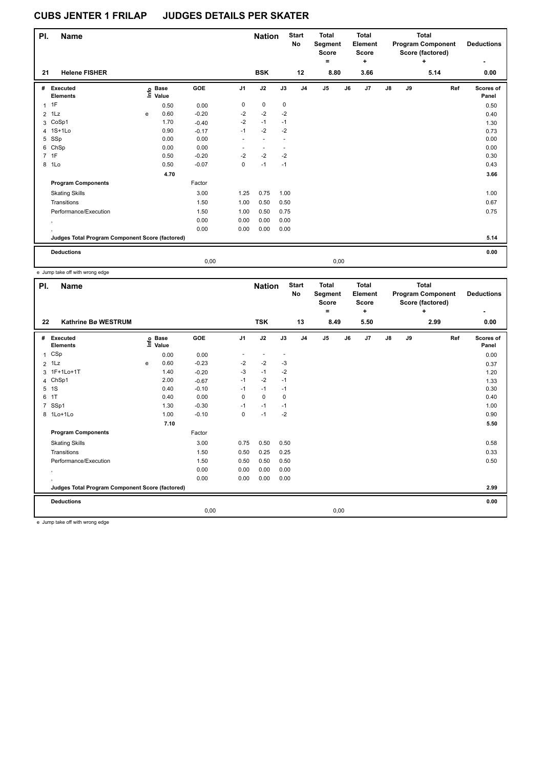# CUBS JENTER 1 FRILAP JUDGES DETAILS PER SKATER

| Pl. | Name | Nation | Start No | Total Segment Score = | Total Element Score + | Total Program Component Score (factored) + | Deductions - |
|---|---|---|---|---|---|---|---|
| 21 | Helene FISHER | BSK | 12 | 8.80 | 3.66 | 5.14 | 0.00 |

| # | Executed Elements | Info | Base Value | GOE | J1 | J2 | J3 | J4 | J5 | J6 | J7 | J8 | J9 | Ref | Scores of Panel |
|---|---|---|---|---|---|---|---|---|---|---|---|---|---|---|---|
| 1 | 1F | | 0.50 | 0.00 | 0 | 0 | 0 | | | | | | | | 0.50 |
| 2 | 1Lz | e | 0.60 | -0.20 | -2 | -2 | -2 | | | | | | | | 0.40 |
| 3 | CoSp1 | | 1.70 | -0.40 | -2 | -1 | -1 | | | | | | | | 1.30 |
| 4 | 1S+1Lo | | 0.90 | -0.17 | -1 | -2 | -2 | | | | | | | | 0.73 |
| 5 | SSp | | 0.00 | 0.00 | - | - | - | | | | | | | | 0.00 |
| 6 | ChSp | | 0.00 | 0.00 | - | - | - | | | | | | | | 0.00 |
| 7 | 1F | | 0.50 | -0.20 | -2 | -2 | -2 | | | | | | | | 0.30 |
| 8 | 1Lo | | 0.50 | -0.07 | 0 | -1 | -1 | | | | | | | | 0.43 |
| | | | 4.70 | | | | | | | | | | | | 3.66 |
| | Program Components | | | Factor | | | | | | | | | | | |
| | Skating Skills | | | 3.00 | 1.25 | 0.75 | 1.00 | | | | | | | | 1.00 |
| | Transitions | | | 1.50 | 1.00 | 0.50 | 0.50 | | | | | | | | 0.67 |
| | Performance/Execution | | | 1.50 | 1.00 | 0.50 | 0.75 | | | | | | | | 0.75 |
| | , | | | 0.00 | 0.00 | 0.00 | 0.00 | | | | | | | | |
| | , | | | 0.00 | 0.00 | 0.00 | 0.00 | | | | | | | | |
| | Judges Total Program Component Score (factored) | | | | | | | | | | | | | | 5.14 |
| | Deductions | | | | | | | | | | | | | | 0.00 |
| | | | | 0,00 | | | | | 0,00 | | | | | | |

e Jump take off with wrong edge

| Pl. | Name | Nation | Start No | Total Segment Score = | Total Element Score + | Total Program Component Score (factored) + | Deductions - |
|---|---|---|---|---|---|---|---|
| 22 | Kathrine Bø WESTRUM | TSK | 13 | 8.49 | 5.50 | 2.99 | 0.00 |

| # | Executed Elements | Info | Base Value | GOE | J1 | J2 | J3 | J4 | J5 | J6 | J7 | J8 | J9 | Ref | Scores of Panel |
|---|---|---|---|---|---|---|---|---|---|---|---|---|---|---|---|
| 1 | CSp | | 0.00 | 0.00 | - | - | - | | | | | | | | 0.00 |
| 2 | 1Lz | e | 0.60 | -0.23 | -2 | -2 | -3 | | | | | | | | 0.37 |
| 3 | 1F+1Lo+1T | | 1.40 | -0.20 | -3 | -1 | -2 | | | | | | | | 1.20 |
| 4 | ChSp1 | | 2.00 | -0.67 | -1 | -2 | -1 | | | | | | | | 1.33 |
| 5 | 1S | | 0.40 | -0.10 | -1 | -1 | -1 | | | | | | | | 0.30 |
| 6 | 1T | | 0.40 | 0.00 | 0 | 0 | 0 | | | | | | | | 0.40 |
| 7 | SSp1 | | 1.30 | -0.30 | -1 | -1 | -1 | | | | | | | | 1.00 |
| 8 | 1Lo+1Lo | | 1.00 | -0.10 | 0 | -1 | -2 | | | | | | | | 0.90 |
| | | | 7.10 | | | | | | | | | | | | 5.50 |
| | Program Components | | | Factor | | | | | | | | | | | |
| | Skating Skills | | | 3.00 | 0.75 | 0.50 | 0.50 | | | | | | | | 0.58 |
| | Transitions | | | 1.50 | 0.50 | 0.25 | 0.25 | | | | | | | | 0.33 |
| | Performance/Execution | | | 1.50 | 0.50 | 0.50 | 0.50 | | | | | | | | 0.50 |
| | , | | | 0.00 | 0.00 | 0.00 | 0.00 | | | | | | | | |
| | , | | | 0.00 | 0.00 | 0.00 | 0.00 | | | | | | | | |
| | Judges Total Program Component Score (factored) | | | | | | | | | | | | | | 2.99 |
| | Deductions | | | | | | | | | | | | | | 0.00 |
| | | | | 0,00 | | | | | 0,00 | | | | | | |

e Jump take off with wrong edge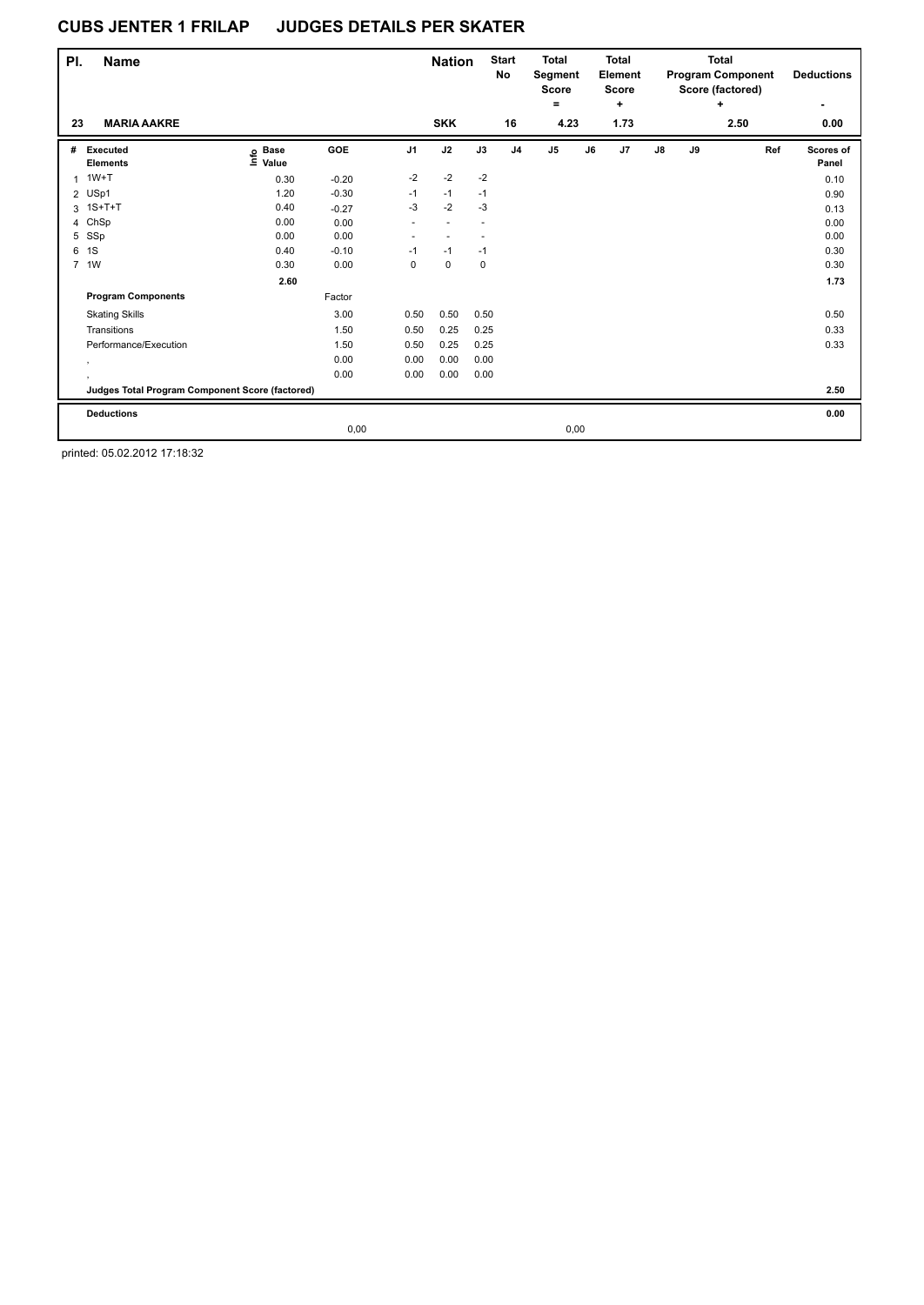# CUBS JENTER 1 FRILAP JUDGES DETAILS PER SKATER

| Pl. | Name | Nation | Start No | Total Segment Score = | Total Element Score + | Total Program Component Score (factored) + | Deductions - |
|---|---|---|---|---|---|---|---|
| 23 | MARIA AAKRE | SKK | 16 | 4.23 | 1.73 | 2.50 | 0.00 |

| # | Executed Elements | Info | Base Value | GOE | J1 | J2 | J3 | J4 | J5 | J6 | J7 | J8 | J9 | Ref | Scores of Panel |
|---|---|---|---|---|---|---|---|---|---|---|---|---|---|---|---|
| 1 | 1W+T | | 0.30 | -0.20 | -2 | -2 | -2 | | | | | | | | 0.10 |
| 2 | USp1 | | 1.20 | -0.30 | -1 | -1 | -1 | | | | | | | | 0.90 |
| 3 | 1S+T+T | | 0.40 | -0.27 | -3 | -2 | -3 | | | | | | | | 0.13 |
| 4 | ChSp | | 0.00 | 0.00 | - | - | - | | | | | | | | 0.00 |
| 5 | SSp | | 0.00 | 0.00 | - | - | - | | | | | | | | 0.00 |
| 6 | 1S | | 0.40 | -0.10 | -1 | -1 | -1 | | | | | | | | 0.30 |
| 7 | 1W | | 0.30 | 0.00 | 0 | 0 | 0 | | | | | | | | 0.30 |
| | | | 2.60 | | | | | | | | | | | | 1.73 |
| | **Program Components** | | | Factor | | | | | | | | | | | |
| | Skating Skills | | | 3.00 | 0.50 | 0.50 | 0.50 | | | | | | | | 0.50 |
| | Transitions | | | 1.50 | 0.50 | 0.25 | 0.25 | | | | | | | | 0.33 |
| | Performance/Execution | | | 1.50 | 0.50 | 0.25 | 0.25 | | | | | | | | 0.33 |
| | , | | | 0.00 | 0.00 | 0.00 | 0.00 | | | | | | | | |
| | , | | | 0.00 | 0.00 | 0.00 | 0.00 | | | | | | | | |
| | **Judges Total Program Component Score (factored)** | | | | | | | | | | | | | | 2.50 |
| | **Deductions** | | | | | | | | | | | | | | 0.00 |
| | | | | 0,00 | | | | | 0,00 | | | | | | |

printed: 05.02.2012 17:18:32